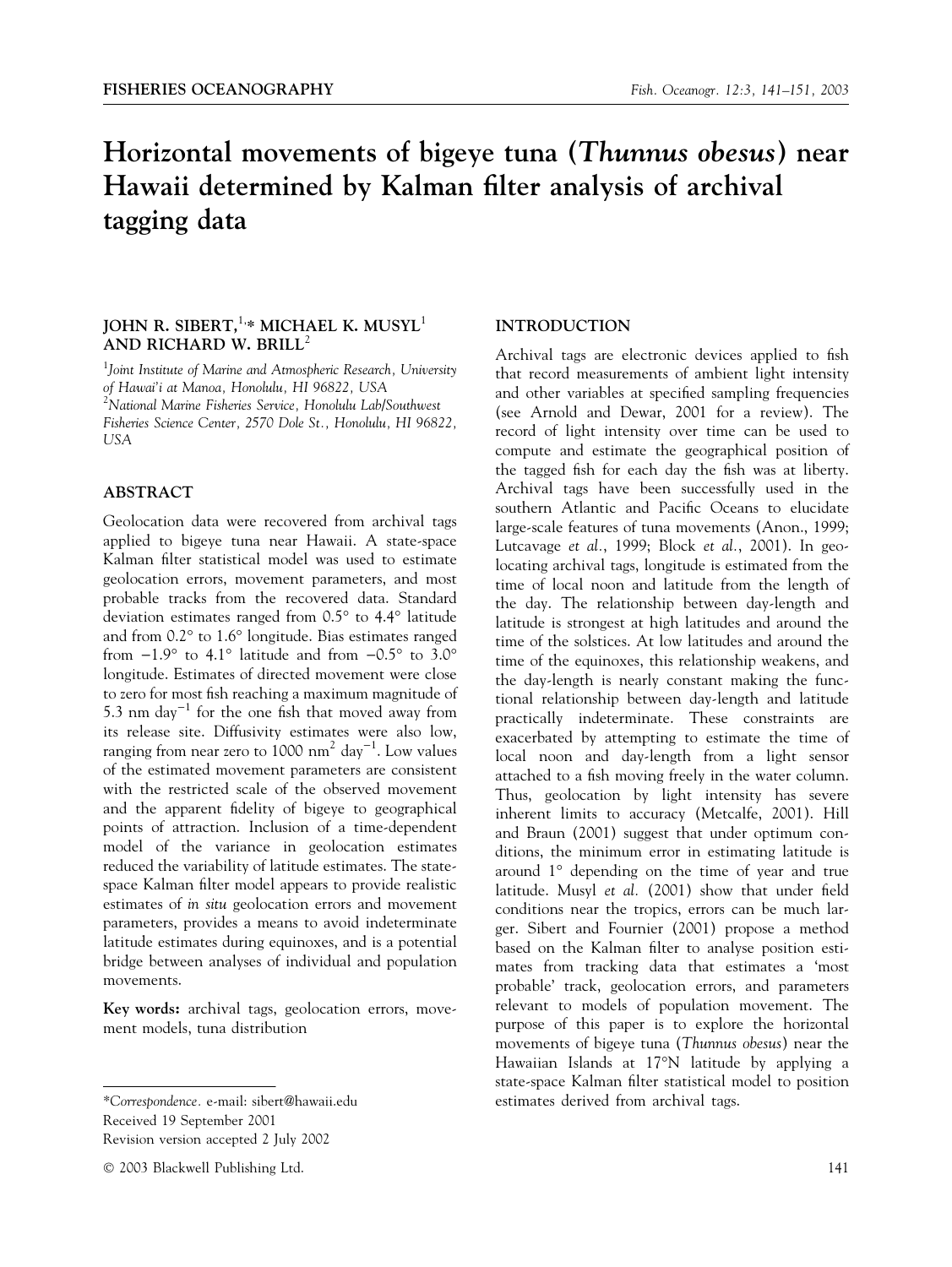# Horizontal movements of bigeye tuna (*Thunnus obesus*) near Hawaii determined by Kalman filter analysis of archival tagging data

**JOHN R. SIBERT,[1,]* MICHAEL K. MUSYL[1] AND RICHARD W. BRILL[2]**

[1]*Joint Institute of Marine and Atmospheric Research, University of Hawai'i at Manoa, Honolulu, HI 96822, USA*

[2]*National Marine Fisheries Service, Honolulu Lab/Southwest Fisheries Science Center, 2570 Dole St., Honolulu, HI 96822, USA*

## ABSTRACT

Geolocation data were recovered from archival tags applied to bigeye tuna near Hawaii. A state-space Kalman filter statistical model was used to estimate geolocation errors, movement parameters, and most probable tracks from the recovered data. Standard deviation estimates ranged from 0.5° to 4.4° latitude and from 0.2° to 1.6° longitude. Bias estimates ranged from −1.9° to 4.1° latitude and from −0.5° to 3.0° longitude. Estimates of directed movement were close to zero for most fish reaching a maximum magnitude of 5.3 nm day$^{-1}$ for the one fish that moved away from its release site. Diffusivity estimates were also low, ranging from near zero to 1000 nm$^{2}$ day$^{-1}$. Low values of the estimated movement parameters are consistent with the restricted scale of the observed movement and the apparent fidelity of bigeye to geographical points of attraction. Inclusion of a time-dependent model of the variance in geolocation estimates reduced the variability of latitude estimates. The state-space Kalman filter model appears to provide realistic estimates of *in situ* geolocation errors and movement parameters, provides a means to avoid indeterminate latitude estimates during equinoxes, and is a potential bridge between analyses of individual and population movements.

**Key words:** archival tags, geolocation errors, movement models, tuna distribution

*Correspondence. e-mail: sibert@hawaii.edu

Received 19 September 2001

Revision version accepted 2 July 2002

## INTRODUCTION

Archival tags are electronic devices applied to fish that record measurements of ambient light intensity and other variables at specified sampling frequencies (see Arnold and Dewar, 2001 for a review). The record of light intensity over time can be used to compute and estimate the geographical position of the tagged fish for each day the fish was at liberty. Archival tags have been successfully used in the southern Atlantic and Pacific Oceans to elucidate large-scale features of tuna movements (Anon., 1999; Lutcavage *et al.*, 1999; Block *et al.*, 2001). In geolocating archival tags, longitude is estimated from the time of local noon and latitude from the length of the day. The relationship between day-length and latitude is strongest at high latitudes and around the time of the solstices. At low latitudes and around the time of the equinoxes, this relationship weakens, and the day-length is nearly constant making the functional relationship between day-length and latitude practically indeterminate. These constraints are exacerbated by attempting to estimate the time of local noon and day-length from a light sensor attached to a fish moving freely in the water column. Thus, geolocation by light intensity has severe inherent limits to accuracy (Metcalfe, 2001). Hill and Braun (2001) suggest that under optimum conditions, the minimum error in estimating latitude is around 1° depending on the time of year and true latitude. Musyl *et al.* (2001) show that under field conditions near the tropics, errors can be much larger. Sibert and Fournier (2001) propose a method based on the Kalman filter to analyse position estimates from tracking data that estimates a 'most probable' track, geolocation errors, and parameters relevant to models of population movement. The purpose of this paper is to explore the horizontal movements of bigeye tuna (*Thunnus obesus*) near the Hawaiian Islands at 17°N latitude by applying a state-space Kalman filter statistical model to position estimates derived from archival tags.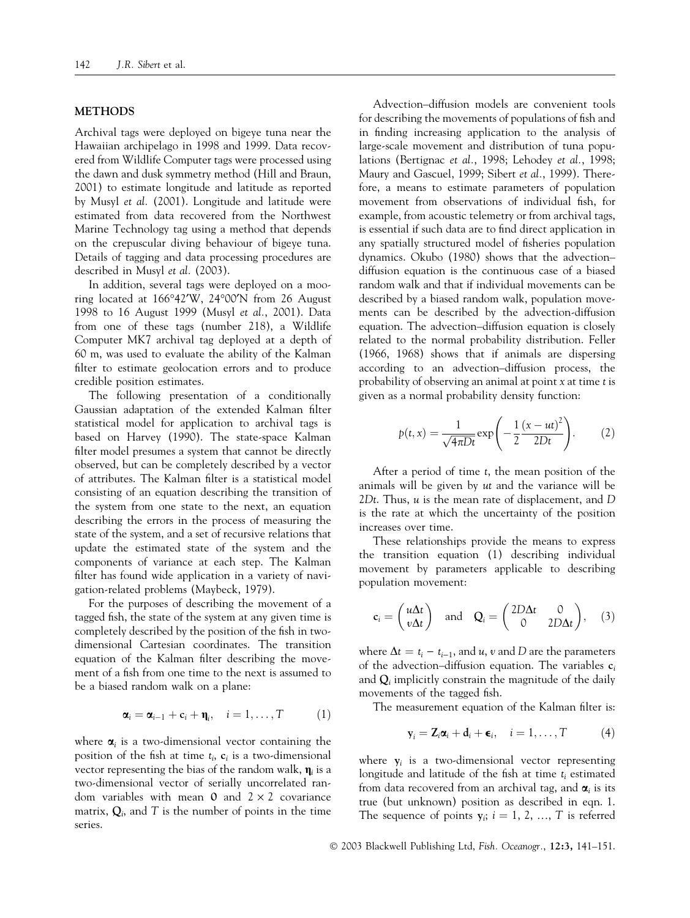## METHODS

Archival tags were deployed on bigeye tuna near the Hawaiian archipelago in 1998 and 1999. Data recovered from Wildlife Computer tags were processed using the dawn and dusk symmetry method (Hill and Braun, 2001) to estimate longitude and latitude as reported by Musyl *et al.* (2001). Longitude and latitude were estimated from data recovered from the Northwest Marine Technology tag using a method that depends on the crepuscular diving behaviour of bigeye tuna. Details of tagging and data processing procedures are described in Musyl *et al.* (2003).

In addition, several tags were deployed on a mooring located at 166°42′W, 24°00′N from 26 August 1998 to 16 August 1999 (Musyl *et al.*, 2001). Data from one of these tags (number 218), a Wildlife Computer MK7 archival tag deployed at a depth of 60 m, was used to evaluate the ability of the Kalman filter to estimate geolocation errors and to produce credible position estimates.

The following presentation of a conditionally Gaussian adaptation of the extended Kalman filter statistical model for application to archival tags is based on Harvey (1990). The state-space Kalman filter model presumes a system that cannot be directly observed, but can be completely described by a vector of attributes. The Kalman filter is a statistical model consisting of an equation describing the transition of the system from one state to the next, an equation describing the errors in the process of measuring the state of the system, and a set of recursive relations that update the estimated state of the system and the components of variance at each step. The Kalman filter has found wide application in a variety of navigation-related problems (Maybeck, 1979).

For the purposes of describing the movement of a tagged fish, the state of the system at any given time is completely described by the position of the fish in two-dimensional Cartesian coordinates. The transition equation of the Kalman filter describing the movement of a fish from one time to the next is assumed to be a biased random walk on a plane:

$$\boldsymbol{\alpha}_i = \boldsymbol{\alpha}_{i-1} + \mathbf{c}_i + \boldsymbol{\eta}_i, \quad i = 1, \ldots, T \tag{1}$$

where $\boldsymbol{\alpha}_i$ is a two-dimensional vector containing the position of the fish at time $t_i$, $\mathbf{c}_i$ is a two-dimensional vector representing the bias of the random walk, $\boldsymbol{\eta}_i$ is a two-dimensional vector of serially uncorrelated random variables with mean $\mathbf{0}$ and $2 \times 2$ covariance matrix, $\mathbf{Q}_i$, and $T$ is the number of points in the time series.

Advection–diffusion models are convenient tools for describing the movements of populations of fish and in finding increasing application to the analysis of large-scale movement and distribution of tuna populations (Bertignac *et al.*, 1998; Lehodey *et al.*, 1998; Maury and Gascuel, 1999; Sibert *et al.*, 1999). Therefore, a means to estimate parameters of population movement from observations of individual fish, for example, from acoustic telemetry or from archival tags, is essential if such data are to find direct application in any spatially structured model of fisheries population dynamics. Okubo (1980) shows that the advection–diffusion equation is the continuous case of a biased random walk and that if individual movements can be described by a biased random walk, population movements can be described by the advection-diffusion equation. The advection–diffusion equation is closely related to the normal probability distribution. Feller (1966, 1968) shows that if animals are dispersing according to an advection–diffusion process, the probability of observing an animal at point $x$ at time $t$ is given as a normal probability density function:

$$p(t,x) = \frac{1}{\sqrt{4\pi Dt}} \exp\left(-\frac{1}{2}\frac{(x-ut)^2}{2Dt}\right). \tag{2}$$

After a period of time $t$, the mean position of the animals will be given by $ut$ and the variance will be $2Dt$. Thus, $u$ is the mean rate of displacement, and $D$ is the rate at which the uncertainty of the position increases over time.

These relationships provide the means to express the transition equation (1) describing individual movement by parameters applicable to describing population movement:

$$\mathbf{c}_i = \begin{pmatrix} u\Delta t \\ v\Delta t \end{pmatrix} \quad \text{and} \quad \mathbf{Q}_i = \begin{pmatrix} 2D\Delta t & 0 \\ 0 & 2D\Delta t \end{pmatrix}, \tag{3}$$

where $\Delta t = t_i - t_{i-1}$, and $u$, $v$ and $D$ are the parameters of the advection–diffusion equation. The variables $\mathbf{c}_i$ and $\mathbf{Q}_i$ implicitly constrain the magnitude of the daily movements of the tagged fish.

The measurement equation of the Kalman filter is:

$$\mathbf{y}_i = \mathbf{Z}_i\boldsymbol{\alpha}_i + \mathbf{d}_i + \boldsymbol{\epsilon}_i, \quad i = 1, \ldots, T \tag{4}$$

where $\mathbf{y}_i$ is a two-dimensional vector representing longitude and latitude of the fish at time $t_i$ estimated from data recovered from an archival tag, and $\boldsymbol{\alpha}_i$ is its true (but unknown) position as described in eqn. 1. The sequence of points $\mathbf{y}_i$; $i = 1, 2, \ldots, T$ is referred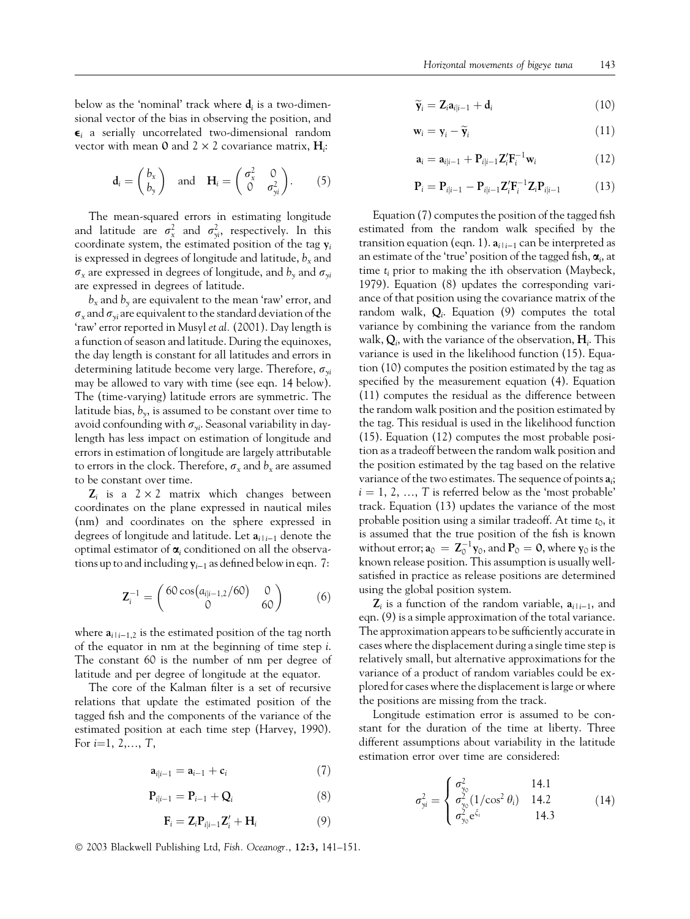below as the 'nominal' track where $\mathbf{d}_i$ is a two-dimensional vector of the bias in observing the position, and $\boldsymbol{\epsilon}_i$ a serially uncorrelated two-dimensional random vector with mean $\mathbf{0}$ and $2 \times 2$ covariance matrix, $\mathbf{H}_i$:

$$\mathbf{d}_i = \begin{pmatrix} b_x \\ b_y \end{pmatrix} \quad \text{and} \quad \mathbf{H}_i = \begin{pmatrix} \sigma_x^2 & 0 \\ 0 & \sigma_{yi}^2 \end{pmatrix}. \tag{5}$$

The mean-squared errors in estimating longitude and latitude are $\sigma_x^2$ and $\sigma_{yi}^2$, respectively. In this coordinate system, the estimated position of the tag $\mathbf{y}_i$ is expressed in degrees of longitude and latitude, $b_x$ and $\sigma_x$ are expressed in degrees of longitude, and $b_y$ and $\sigma_{yi}$ are expressed in degrees of latitude.

$b_x$ and $b_y$ are equivalent to the mean 'raw' error, and $\sigma_x$ and $\sigma_{yi}$ are equivalent to the standard deviation of the 'raw' error reported in Musyl *et al.* (2001). Day length is a function of season and latitude. During the equinoxes, the day length is constant for all latitudes and errors in determining latitude become very large. Therefore, $\sigma_{yi}$ may be allowed to vary with time (see eqn. 14 below). The (time-varying) latitude errors are symmetric. The latitude bias, $b_y$, is assumed to be constant over time to avoid confounding with $\sigma_{yi}$. Seasonal variability in day-length has less impact on estimation of longitude and errors in estimation of longitude are largely attributable to errors in the clock. Therefore, $\sigma_x$ and $b_x$ are assumed to be constant over time.

$\mathbf{Z}_i$ is a $2 \times 2$ matrix which changes between coordinates on the plane expressed in nautical miles (nm) and coordinates on the sphere expressed in degrees of longitude and latitude. Let $\mathbf{a}_{i|i-1}$ denote the optimal estimator of $\boldsymbol{\alpha}_i$ conditioned on all the observations up to and including $\mathbf{y}_{i-1}$ as defined below in eqn. 7:

$$\mathbf{Z}_i^{-1} = \begin{pmatrix} 60\cos(a_{i|i-1,2}/60) & 0 \\ 0 & 60 \end{pmatrix} \tag{6}$$

where $\mathbf{a}_{i|i-1,2}$ is the estimated position of the tag north of the equator in nm at the beginning of time step $i$. The constant 60 is the number of nm per degree of latitude and per degree of longitude at the equator.

The core of the Kalman filter is a set of recursive relations that update the estimated position of the tagged fish and the components of the variance of the estimated position at each time step (Harvey, 1990). For $i$=1, 2,..., $T$,

$$\mathbf{a}_{i|i-1} = \mathbf{a}_{i-1} + \mathbf{c}_i \tag{7}$$

$$\mathbf{P}_{i|i-1} = \mathbf{P}_{i-1} + \mathbf{Q}_i \tag{8}$$

$$\mathbf{F}_i = \mathbf{Z}_i\mathbf{P}_{i|i-1}\mathbf{Z}_i' + \mathbf{H}_i \tag{9}$$

$$\tilde{\mathbf{y}}_i = \mathbf{Z}_i\mathbf{a}_{i|i-1} + \mathbf{d}_i \tag{10}$$

$$\mathbf{w}_i = \mathbf{y}_i - \tilde{\mathbf{y}}_i \tag{11}$$

$$\mathbf{a}_i = \mathbf{a}_{i|i-1} + \mathbf{P}_{i|i-1}\mathbf{Z}_i'\mathbf{F}_i^{-1}\mathbf{w}_i \tag{12}$$

$$\mathbf{P}_i = \mathbf{P}_{i|i-1} - \mathbf{P}_{i|i-1}\mathbf{Z}_i'\mathbf{F}_i^{-1}\mathbf{Z}_i\mathbf{P}_{i|i-1} \tag{13}$$

Equation (7) computes the position of the tagged fish estimated from the random walk specified by the transition equation (eqn. 1). $\mathbf{a}_{i|i-1}$ can be interpreted as an estimate of the 'true' position of the tagged fish, $\boldsymbol{\alpha}_i$, at time $t_i$ prior to making the ith observation (Maybeck, 1979). Equation (8) updates the corresponding variance of that position using the covariance matrix of the random walk, $\mathbf{Q}_i$. Equation (9) computes the total variance by combining the variance from the random walk, $\mathbf{Q}_i$, with the variance of the observation, $\mathbf{H}_i$. This variance is used in the likelihood function (15). Equation (10) computes the position estimated by the tag as specified by the measurement equation (4). Equation (11) computes the residual as the difference between the random walk position and the position estimated by the tag. This residual is used in the likelihood function (15). Equation (12) computes the most probable position as a tradeoff between the random walk position and the position estimated by the tag based on the relative variance of the two estimates. The sequence of points $\mathbf{a}_i$; $i$ = 1, 2, ..., $T$ is referred below as the 'most probable' track. Equation (13) updates the variance of the most probable position using a similar tradeoff. At time $t_0$, it is assumed that the true position of the fish is known without error; $\mathbf{a}_0 = \mathbf{Z}_0^{-1}\mathbf{y}_0$, and $\mathbf{P}_0 = \mathbf{0}$, where $\mathbf{y}_0$ is the known release position. This assumption is usually well-satisfied in practice as release positions are determined using the global position system.

$\mathbf{Z}_i$ is a function of the random variable, $\mathbf{a}_{i|i-1}$, and eqn. (9) is a simple approximation of the total variance. The approximation appears to be sufficiently accurate in cases where the displacement during a single time step is relatively small, but alternative approximations for the variance of a product of random variables could be explored for cases where the displacement is large or where the positions are missing from the track.

Longitude estimation error is assumed to be constant for the duration of the time at liberty. Three different assumptions about variability in the latitude estimation error over time are considered:

$$\sigma_{yi}^2 = \begin{cases} \sigma_{y_0}^2 & 14.1 \\ \sigma_{y_0}^2(1/\cos^2\theta_i) & 14.2 \\ \sigma_{y_0}^2 e^{\xi_i} & 14.3 \end{cases} \tag{14}$$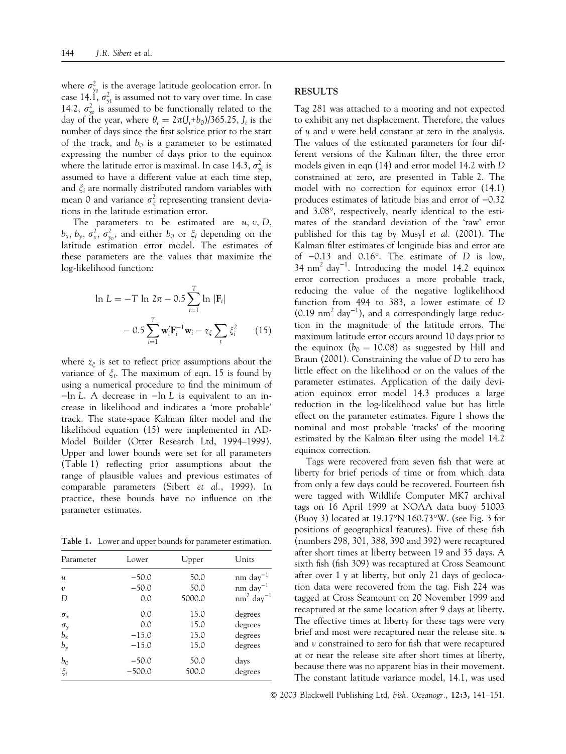where $\sigma^2_{y_0}$ is the average latitude geolocation error. In case 14.1, $\sigma^2_{yt}$ is assumed not to vary over time. In case 14.2, $\sigma^2_{yt}$ is assumed to be functionally related to the day of the year, where $\theta_i = 2\pi(J_i+b_0)/365.25$, $J_i$ is the number of days since the first solstice prior to the start of the track, and $b_0$ is a parameter to be estimated expressing the number of days prior to the equinox where the latitude error is maximal. In case 14.3, $\sigma^2_{yt}$ is assumed to have a different value at each time step, and $\xi_i$ are normally distributed random variables with mean 0 and variance $\sigma^2_{\xi}$ representing transient deviations in the latitude estimation error.

The parameters to be estimated are $u$, $v$, $D$, $b_x$, $b_y$, $\sigma^2_x$, $\sigma^2_{y_0}$, and either $b_0$ or $\xi_i$ depending on the latitude estimation error model. The estimates of these parameters are the values that maximize the log-likelihood function:

$$\ln L = -T \ln 2\pi - 0.5 \sum_{i=1}^{T} \ln |\mathbf{F}_i| - 0.5 \sum_{i=1}^{T} \mathbf{w}_i' \mathbf{F}_i^{-1} \mathbf{w}_i - z_{\xi} \sum_{t} \xi_i^2 \qquad (15)$$

where $z_{\xi}$ is set to reflect prior assumptions about the variance of $\xi_t$. The maximum of eqn. 15 is found by using a numerical procedure to find the minimum of $-\ln L$. A decrease in $-\ln L$ is equivalent to an increase in likelihood and indicates a 'more probable' track. The state-space Kalman filter model and the likelihood equation (15) were implemented in AD-Model Builder (Otter Research Ltd, 1994–1999). Upper and lower bounds were set for all parameters (Table 1) reflecting prior assumptions about the range of plausible values and previous estimates of comparable parameters (Sibert *et al.*, 1999). In practice, these bounds have no influence on the parameter estimates.

**Table 1.** Lower and upper bounds for parameter estimation.

| Parameter | Lower | Upper | Units |
|---|---|---|---|
| $u$ | −50.0 | 50.0 | nm day$^{-1}$ |
| $v$ | −50.0 | 50.0 | nm day$^{-1}$ |
| $D$ | 0.0 | 5000.0 | nm$^2$ day$^{-1}$ |
| $\sigma_x$ | 0.0 | 15.0 | degrees |
| $\sigma_y$ | 0.0 | 15.0 | degrees |
| $b_x$ | −15.0 | 15.0 | degrees |
| $b_y$ | −15.0 | 15.0 | degrees |
| $b_0$ | −50.0 | 50.0 | days |
| $\xi_i$ | −500.0 | 500.0 | degrees |

## RESULTS

Tag 281 was attached to a mooring and not expected to exhibit any net displacement. Therefore, the values of $u$ and $v$ were held constant at zero in the analysis. The values of the estimated parameters for four different versions of the Kalman filter, the three error models given in eqn (14) and error model 14.2 with $D$ constrained at zero, are presented in Table 2. The model with no correction for equinox error (14.1) produces estimates of latitude bias and error of −0.32 and 3.08°, respectively, nearly identical to the estimates of the standard deviation of the 'raw' error published for this tag by Musyl *et al.* (2001). The Kalman filter estimates of longitude bias and error are of −0.13 and 0.16°. The estimate of $D$ is low, 34 nm$^2$ day$^{-1}$. Introducing the model 14.2 equinox error correction produces a more probable track, reducing the value of the negative loglikelihood function from 494 to 383, a lower estimate of $D$ (0.19 nm$^2$ day$^{-1}$), and a correspondingly large reduction in the magnitude of the latitude errors. The maximum latitude error occurs around 10 days prior to the equinox ($b_0 = 10.08$) as suggested by Hill and Braun (2001). Constraining the value of $D$ to zero has little effect on the likelihood or on the values of the parameter estimates. Application of the daily deviation equinox error model 14.3 produces a large reduction in the log-likelihood value but has little effect on the parameter estimates. Figure 1 shows the nominal and most probable 'tracks' of the mooring estimated by the Kalman filter using the model 14.2 equinox correction.

Tags were recovered from seven fish that were at liberty for brief periods of time or from which data from only a few days could be recovered. Fourteen fish were tagged with Wildlife Computer MK7 archival tags on 16 April 1999 at NOAA data buoy 51003 (Buoy 3) located at 19.17°N 160.73°W. (see Fig. 3 for positions of geographical features). Five of these fish (numbers 298, 301, 388, 390 and 392) were recaptured after short times at liberty between 19 and 35 days. A sixth fish (fish 309) was recaptured at Cross Seamount after over 1 y at liberty, but only 21 days of geolocation data were recovered from the tag. Fish 224 was tagged at Cross Seamount on 20 November 1999 and recaptured at the same location after 9 days at liberty. The effective times at liberty for these tags were very brief and most were recaptured near the release site. $u$ and $v$ constrained to zero for fish that were recaptured at or near the release site after short times at liberty, because there was no apparent bias in their movement. The constant latitude variance model, 14.1, was used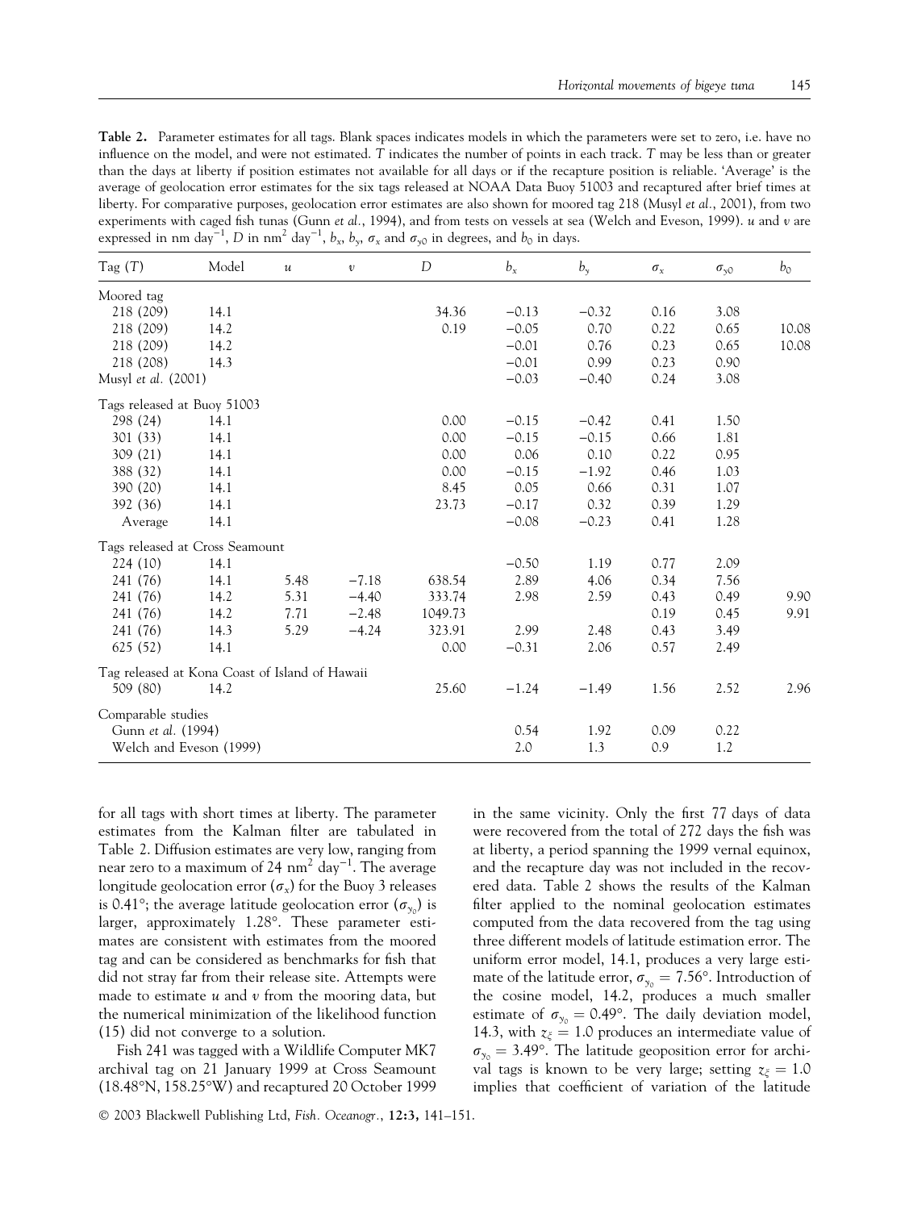**Table 2.** Parameter estimates for all tags. Blank spaces indicates models in which the parameters were set to zero, i.e. have no influence on the model, and were not estimated. $T$ indicates the number of points in each track. $T$ may be less than or greater than the days at liberty if position estimates not available for all days or if the recapture position is reliable. 'Average' is the average of geolocation error estimates for the six tags released at NOAA Data Buoy 51003 and recaptured after brief times at liberty. For comparative purposes, geolocation error estimates are also shown for moored tag 218 (Musyl *et al.*, 2001), from two experiments with caged fish tunas (Gunn *et al.*, 1994), and from tests on vessels at sea (Welch and Eveson, 1999). $u$ and $v$ are expressed in nm day$^{-1}$, $D$ in nm$^2$ day$^{-1}$, $b_x$, $b_y$, $\sigma_x$ and $\sigma_{y0}$ in degrees, and $b_0$ in days.

| Tag ($T$) | Model | $u$ | $v$ | $D$ | $b_x$ | $b_y$ | $\sigma_x$ | $\sigma_{y0}$ | $b_0$ |
|---|---|---|---|---|---|---|---|---|---|
| Moored tag | | | | | | | | | |
| 218 (209) | 14.1 | | | 34.36 | −0.13 | −0.32 | 0.16 | 3.08 | |
| 218 (209) | 14.2 | | | 0.19 | −0.05 | 0.70 | 0.22 | 0.65 | 10.08 |
| 218 (209) | 14.2 | | | | −0.01 | 0.76 | 0.23 | 0.65 | 10.08 |
| 218 (208) | 14.3 | | | | −0.01 | 0.99 | 0.23 | 0.90 | |
| Musyl *et al.* (2001) | | | | | −0.03 | −0.40 | 0.24 | 3.08 | |
| Tags released at Buoy 51003 | | | | | | | | | |
| 298 (24) | 14.1 | | | 0.00 | −0.15 | −0.42 | 0.41 | 1.50 | |
| 301 (33) | 14.1 | | | 0.00 | −0.15 | −0.15 | 0.66 | 1.81 | |
| 309 (21) | 14.1 | | | 0.00 | 0.06 | 0.10 | 0.22 | 0.95 | |
| 388 (32) | 14.1 | | | 0.00 | −0.15 | −1.92 | 0.46 | 1.03 | |
| 390 (20) | 14.1 | | | 8.45 | 0.05 | 0.66 | 0.31 | 1.07 | |
| 392 (36) | 14.1 | | | 23.73 | −0.17 | 0.32 | 0.39 | 1.29 | |
| Average | 14.1 | | | | −0.08 | −0.23 | 0.41 | 1.28 | |
| Tags released at Cross Seamount | | | | | | | | | |
| 224 (10) | 14.1 | | | | −0.50 | 1.19 | 0.77 | 2.09 | |
| 241 (76) | 14.1 | 5.48 | −7.18 | 638.54 | 2.89 | 4.06 | 0.34 | 7.56 | |
| 241 (76) | 14.2 | 5.31 | −4.40 | 333.74 | 2.98 | 2.59 | 0.43 | 0.49 | 9.90 |
| 241 (76) | 14.2 | 7.71 | −2.48 | 1049.73 | | | 0.19 | 0.45 | 9.91 |
| 241 (76) | 14.3 | 5.29 | −4.24 | 323.91 | 2.99 | 2.48 | 0.43 | 3.49 | |
| 625 (52) | 14.1 | | | 0.00 | −0.31 | 2.06 | 0.57 | 2.49 | |
| Tag released at Kona Coast of Island of Hawaii | | | | | | | | | |
| 509 (80) | 14.2 | | | 25.60 | −1.24 | −1.49 | 1.56 | 2.52 | 2.96 |
| Comparable studies | | | | | | | | | |
| Gunn *et al.* (1994) | | | | | 0.54 | 1.92 | 0.09 | 0.22 | |
| Welch and Eveson (1999) | | | | | 2.0 | 1.3 | 0.9 | 1.2 | |

for all tags with short times at liberty. The parameter estimates from the Kalman filter are tabulated in Table 2. Diffusion estimates are very low, ranging from near zero to a maximum of 24 nm$^2$ day$^{-1}$. The average longitude geolocation error ($\sigma_x$) for the Buoy 3 releases is 0.41°; the average latitude geolocation error ($\sigma_{y_0}$) is larger, approximately 1.28°. These parameter estimates are consistent with estimates from the moored tag and can be considered as benchmarks for fish that did not stray far from their release site. Attempts were made to estimate $u$ and $v$ from the mooring data, but the numerical minimization of the likelihood function (15) did not converge to a solution.

Fish 241 was tagged with a Wildlife Computer MK7 archival tag on 21 January 1999 at Cross Seamount (18.48°N, 158.25°W) and recaptured 20 October 1999 in the same vicinity. Only the first 77 days of data were recovered from the total of 272 days the fish was at liberty, a period spanning the 1999 vernal equinox, and the recapture day was not included in the recovered data. Table 2 shows the results of the Kalman filter applied to the nominal geolocation estimates computed from the data recovered from the tag using three different models of latitude estimation error. The uniform error model, 14.1, produces a very large estimate of the latitude error, $\sigma_{y_0} = 7.56°$. Introduction of the cosine model, 14.2, produces a much smaller estimate of $\sigma_{y_0} = 0.49°$. The daily deviation model, 14.3, with $z_\xi = 1.0$ produces an intermediate value of $\sigma_{y_0} = 3.49°$. The latitude geoposition error for archival tags is known to be very large; setting $z_\xi = 1.0$ implies that coefficient of variation of the latitude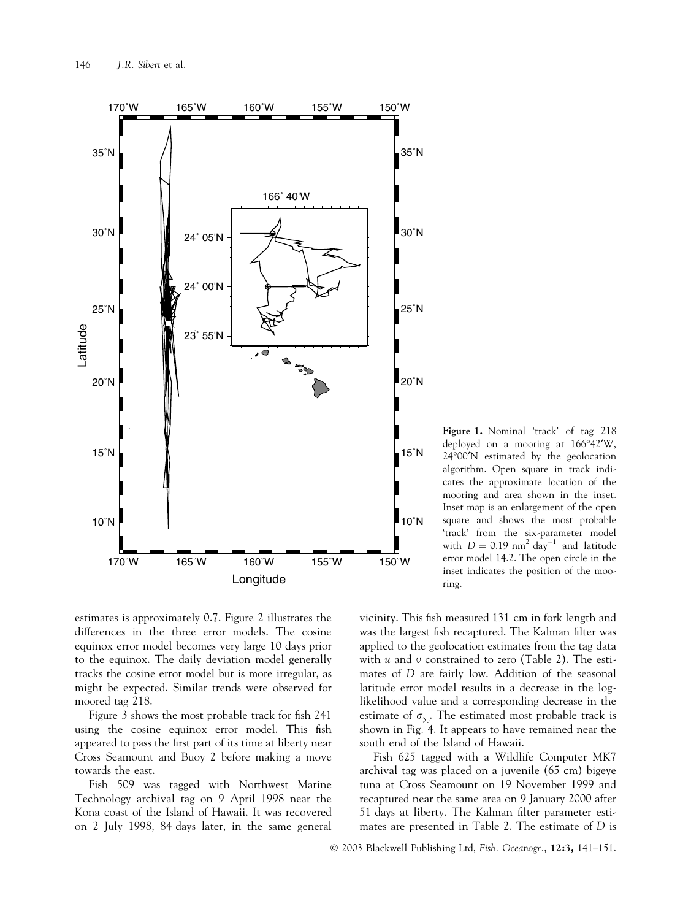**Figure 1.** Nominal 'track' of tag 218 deployed on a mooring at 166°42′W, 24°00′N estimated by the geolocation algorithm. Open square in track indicates the approximate location of the mooring and area shown in the inset. Inset map is an enlargement of the open square and shows the most probable 'track' from the six-parameter model with $D = 0.19$ nm$^2$ day$^{-1}$ and latitude error model 14.2. The open circle in the inset indicates the position of the mooring.

estimates is approximately 0.7. Figure 2 illustrates the differences in the three error models. The cosine equinox error model becomes very large 10 days prior to the equinox. The daily deviation model generally tracks the cosine error model but is more irregular, as might be expected. Similar trends were observed for moored tag 218.

Figure 3 shows the most probable track for fish 241 using the cosine equinox error model. This fish appeared to pass the first part of its time at liberty near Cross Seamount and Buoy 2 before making a move towards the east.

Fish 509 was tagged with Northwest Marine Technology archival tag on 9 April 1998 near the Kona coast of the Island of Hawaii. It was recovered on 2 July 1998, 84 days later, in the same general vicinity. This fish measured 131 cm in fork length and was the largest fish recaptured. The Kalman filter was applied to the geolocation estimates from the tag data with $u$ and $v$ constrained to zero (Table 2). The estimates of $D$ are fairly low. Addition of the seasonal latitude error model results in a decrease in the log-likelihood value and a corresponding decrease in the estimate of $\sigma_{y_0}$. The estimated most probable track is shown in Fig. 4. It appears to have remained near the south end of the Island of Hawaii.

Fish 625 tagged with a Wildlife Computer MK7 archival tag was placed on a juvenile (65 cm) bigeye tuna at Cross Seamount on 19 November 1999 and recaptured near the same area on 9 January 2000 after 51 days at liberty. The Kalman filter parameter estimates are presented in Table 2. The estimate of $D$ is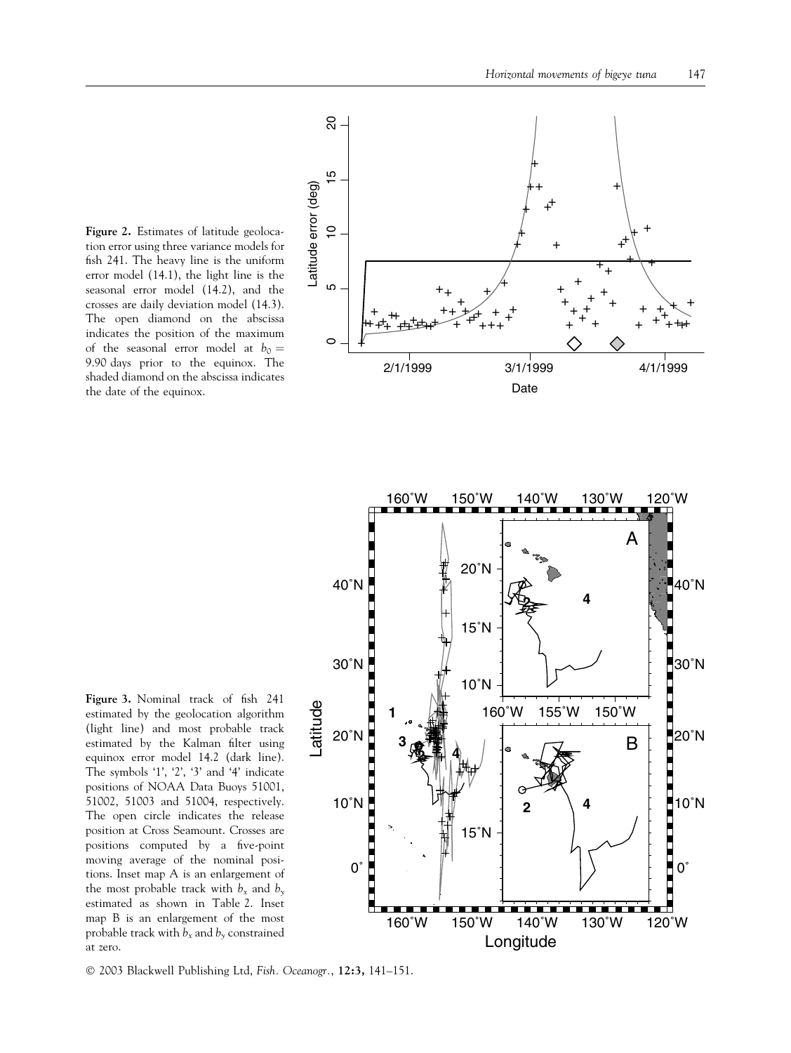**Figure 2.** Estimates of latitude geolocation error using three variance models for fish 241. The heavy line is the uniform error model (14.1), the light line is the seasonal error model (14.2), and the crosses are daily deviation model (14.3). The open diamond on the abscissa indicates the position of the maximum of the seasonal error model at $b_0 = 9.90$ days prior to the equinox. The shaded diamond on the abscissa indicates the date of the equinox.

**Figure 3.** Nominal track of fish 241 estimated by the geolocation algorithm (light line) and most probable track estimated by the Kalman filter using equinox error model 14.2 (dark line). The symbols '1', '2', '3' and '4' indicate positions of NOAA Data Buoys 51001, 51002, 51003 and 51004, respectively. The open circle indicates the release position at Cross Seamount. Crosses are positions computed by a five-point moving average of the nominal positions. Inset map A is an enlargement of the most probable track with $b_x$ and $b_y$ estimated as shown in Table 2. Inset map B is an enlargement of the most probable track with $b_x$ and $b_y$ constrained at zero.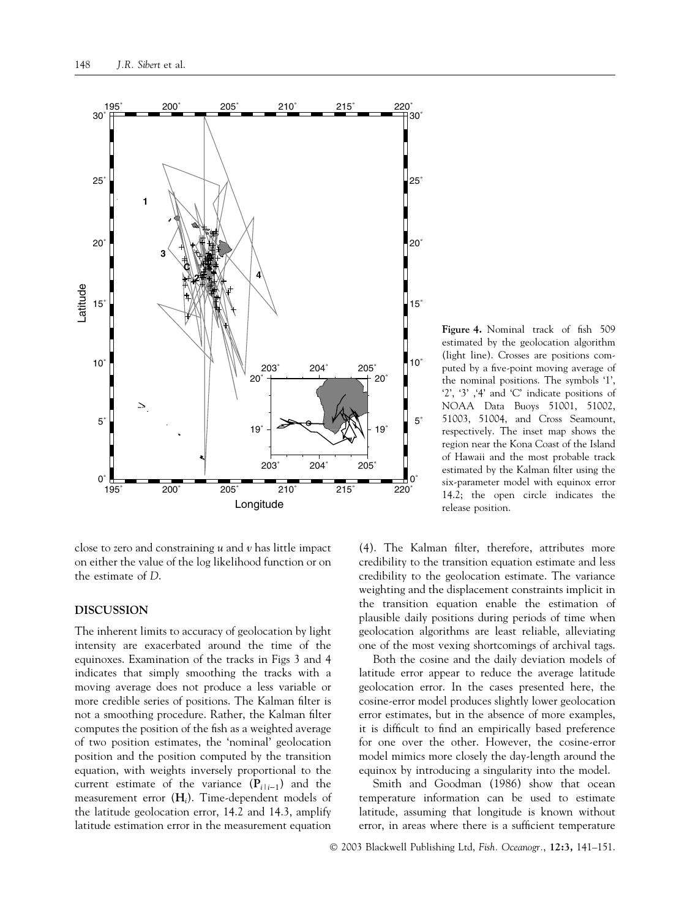**Figure 4.** Nominal track of fish 509 estimated by the geolocation algorithm (light line). Crosses are positions computed by a five-point moving average of the nominal positions. The symbols '1', '2', '3' ,'4' and 'C' indicate positions of NOAA Data Buoys 51001, 51002, 51003, 51004, and Cross Seamount, respectively. The inset map shows the region near the Kona Coast of the Island of Hawaii and the most probable track estimated by the Kalman filter using the six-parameter model with equinox error 14.2; the open circle indicates the release position.

close to zero and constraining $u$ and $v$ has little impact on either the value of the log likelihood function or on the estimate of $D$.

## DISCUSSION

The inherent limits to accuracy of geolocation by light intensity are exacerbated around the time of the equinoxes. Examination of the tracks in Figs 3 and 4 indicates that simply smoothing the tracks with a moving average does not produce a less variable or more credible series of positions. The Kalman filter is not a smoothing procedure. Rather, the Kalman filter computes the position of the fish as a weighted average of two position estimates, the 'nominal' geolocation position and the position computed by the transition equation, with weights inversely proportional to the current estimate of the variance ($\mathbf{P}_{i|i-1}$) and the measurement error ($\mathbf{H}_i$). Time-dependent models of the latitude geolocation error, 14.2 and 14.3, amplify latitude estimation error in the measurement equation (4). The Kalman filter, therefore, attributes more credibility to the transition equation estimate and less credibility to the geolocation estimate. The variance weighting and the displacement constraints implicit in the transition equation enable the estimation of plausible daily positions during periods of time when geolocation algorithms are least reliable, alleviating one of the most vexing shortcomings of archival tags.

Both the cosine and the daily deviation models of latitude error appear to reduce the average latitude geolocation error. In the cases presented here, the cosine-error model produces slightly lower geolocation error estimates, but in the absence of more examples, it is difficult to find an empirically based preference for one over the other. However, the cosine-error model mimics more closely the day-length around the equinox by introducing a singularity into the model.

Smith and Goodman (1986) show that ocean temperature information can be used to estimate latitude, assuming that longitude is known without error, in areas where there is a sufficient temperature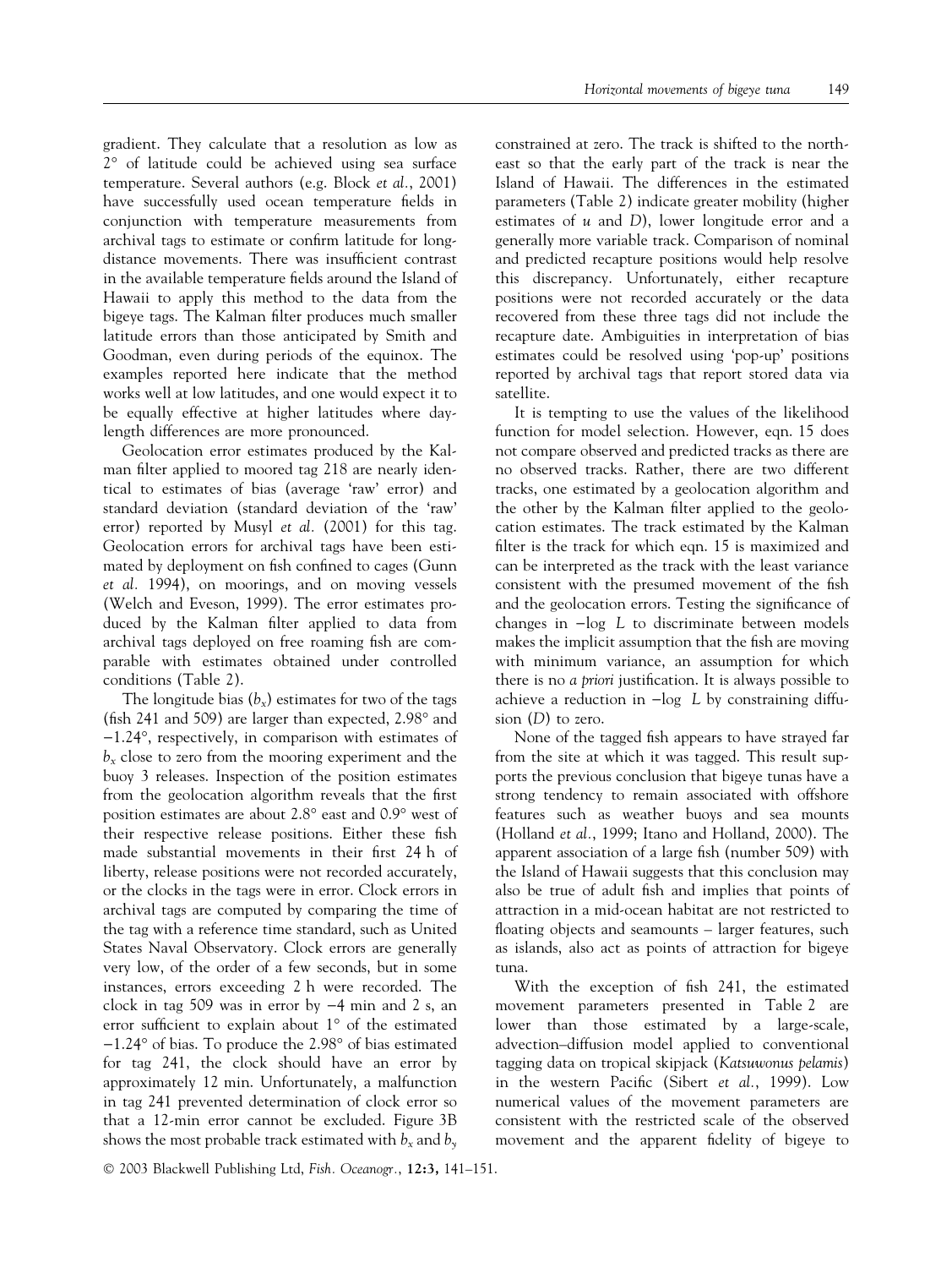gradient. They calculate that a resolution as low as 2° of latitude could be achieved using sea surface temperature. Several authors (e.g. Block *et al.*, 2001) have successfully used ocean temperature fields in conjunction with temperature measurements from archival tags to estimate or confirm latitude for long-distance movements. There was insufficient contrast in the available temperature fields around the Island of Hawaii to apply this method to the data from the bigeye tags. The Kalman filter produces much smaller latitude errors than those anticipated by Smith and Goodman, even during periods of the equinox. The examples reported here indicate that the method works well at low latitudes, and one would expect it to be equally effective at higher latitudes where day-length differences are more pronounced.

Geolocation error estimates produced by the Kalman filter applied to moored tag 218 are nearly identical to estimates of bias (average 'raw' error) and standard deviation (standard deviation of the 'raw' error) reported by Musyl *et al.* (2001) for this tag. Geolocation errors for archival tags have been estimated by deployment on fish confined to cages (Gunn *et al.* 1994), on moorings, and on moving vessels (Welch and Eveson, 1999). The error estimates produced by the Kalman filter applied to data from archival tags deployed on free roaming fish are comparable with estimates obtained under controlled conditions (Table 2).

The longitude bias ($b_x$) estimates for two of the tags (fish 241 and 509) are larger than expected, 2.98° and −1.24°, respectively, in comparison with estimates of $b_x$ close to zero from the mooring experiment and the buoy 3 releases. Inspection of the position estimates from the geolocation algorithm reveals that the first position estimates are about 2.8° east and 0.9° west of their respective release positions. Either these fish made substantial movements in their first 24 h of liberty, release positions were not recorded accurately, or the clocks in the tags were in error. Clock errors in archival tags are computed by comparing the time of the tag with a reference time standard, such as United States Naval Observatory. Clock errors are generally very low, of the order of a few seconds, but in some instances, errors exceeding 2 h were recorded. The clock in tag 509 was in error by −4 min and 2 s, an error sufficient to explain about 1° of the estimated −1.24° of bias. To produce the 2.98° of bias estimated for tag 241, the clock should have an error by approximately 12 min. Unfortunately, a malfunction in tag 241 prevented determination of clock error so that a 12-min error cannot be excluded. Figure 3B shows the most probable track estimated with $b_x$ and $b_y$ constrained at zero. The track is shifted to the north-east so that the early part of the track is near the Island of Hawaii. The differences in the estimated parameters (Table 2) indicate greater mobility (higher estimates of $u$ and $D$), lower longitude error and a generally more variable track. Comparison of nominal and predicted recapture positions would help resolve this discrepancy. Unfortunately, either recapture positions were not recorded accurately or the data recovered from these three tags did not include the recapture date. Ambiguities in interpretation of bias estimates could be resolved using 'pop-up' positions reported by archival tags that report stored data via satellite.

It is tempting to use the values of the likelihood function for model selection. However, eqn. 15 does not compare observed and predicted tracks as there are no observed tracks. Rather, there are two different tracks, one estimated by a geolocation algorithm and the other by the Kalman filter applied to the geolocation estimates. The track estimated by the Kalman filter is the track for which eqn. 15 is maximized and can be interpreted as the track with the least variance consistent with the presumed movement of the fish and the geolocation errors. Testing the significance of changes in $-\log\ L$ to discriminate between models makes the implicit assumption that the fish are moving with minimum variance, an assumption for which there is no *a priori* justification. It is always possible to achieve a reduction in $-\log\ L$ by constraining diffusion ($D$) to zero.

None of the tagged fish appears to have strayed far from the site at which it was tagged. This result supports the previous conclusion that bigeye tunas have a strong tendency to remain associated with offshore features such as weather buoys and sea mounts (Holland *et al.*, 1999; Itano and Holland, 2000). The apparent association of a large fish (number 509) with the Island of Hawaii suggests that this conclusion may also be true of adult fish and implies that points of attraction in a mid-ocean habitat are not restricted to floating objects and seamounts – larger features, such as islands, also act as points of attraction for bigeye tuna.

With the exception of fish 241, the estimated movement parameters presented in Table 2 are lower than those estimated by a large-scale, advection–diffusion model applied to conventional tagging data on tropical skipjack (*Katsuwonus pelamis*) in the western Pacific (Sibert *et al.*, 1999). Low numerical values of the movement parameters are consistent with the restricted scale of the observed movement and the apparent fidelity of bigeye to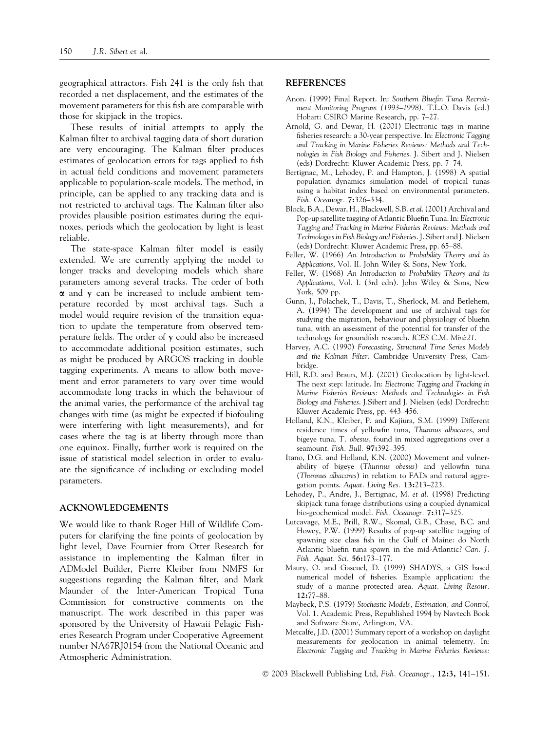geographical attractors. Fish 241 is the only fish that recorded a net displacement, and the estimates of the movement parameters for this fish are comparable with those for skipjack in the tropics.

These results of initial attempts to apply the Kalman filter to archival tagging data of short duration are very encouraging. The Kalman filter produces estimates of geolocation errors for tags applied to fish in actual field conditions and movement parameters applicable to population-scale models. The method, in principle, can be applied to any tracking data and is not restricted to archival tags. The Kalman filter also provides plausible position estimates during the equinoxes, periods which the geolocation by light is least reliable.

The state-space Kalman filter model is easily extended. We are currently applying the model to longer tracks and developing models which share parameters among several tracks. The order of both $\boldsymbol{\alpha}$ and $\mathbf{y}$ can be increased to include ambient temperature recorded by most archival tags. Such a model would require revision of the transition equation to update the temperature from observed temperature fields. The order of $\mathbf{y}$ could also be increased to accommodate additional position estimates, such as might be produced by ARGOS tracking in double tagging experiments. A means to allow both movement and error parameters to vary over time would accommodate long tracks in which the behaviour of the animal varies, the performance of the archival tag changes with time (as might be expected if biofouling were interfering with light measurements), and for cases where the tag is at liberty through more than one equinox. Finally, further work is required on the issue of statistical model selection in order to evaluate the significance of including or excluding model parameters.

## ACKNOWLEDGEMENTS

We would like to thank Roger Hill of Wildlife Computers for clarifying the fine points of geolocation by light level, Dave Fournier from Otter Research for assistance in implementing the Kalman filter in ADModel Builder, Pierre Kleiber from NMFS for suggestions regarding the Kalman filter, and Mark Maunder of the Inter-American Tropical Tuna Commission for constructive comments on the manuscript. The work described in this paper was sponsored by the University of Hawaii Pelagic Fisheries Research Program under Cooperative Agreement number NA67RJ0154 from the National Oceanic and Atmospheric Administration.

## REFERENCES

Anon. (1999) Final Report. In: *Southern Bluefin Tuna Recruitment Monitoring Program (1993–1998)*. T.L.O. Davis (ed.) Hobart: CSIRO Marine Research, pp. 7–27.

Arnold, G. and Dewar, H. (2001) Electronic tags in marine fisheries research: a 30-year perspective. In: *Electronic Tagging and Tracking in Marine Fisheries Reviews: Methods and Technologies in Fish Biology and Fisheries*. J. Sibert and J. Nielsen (eds) Dordrecht: Kluwer Academic Press, pp. 7–74.

Bertignac, M., Lehodey, P. and Hampton, J. (1998) A spatial population dynamics simulation model of tropical tunas using a habitat index based on environmental parameters. *Fish. Oceanogr.* **7:**326–334.

Block, B.A., Dewar, H., Blackwell, S.B. *et al.* (2001) Archival and Pop-up satellite tagging of Atlantic Bluefin Tuna. In: *Electronic Tagging and Tracking in Marine Fisheries Reviews: Methods and Technologies in Fish Biology and Fisheries*. J. Sibert and J. Nielsen (eds) Dordrecht: Kluwer Academic Press, pp. 65–88.

Feller, W. (1966) *An Introduction to Probability Theory and its Applications*, Vol. II. John Wiley & Sons, New York.

Feller, W. (1968) *An Introduction to Probability Theory and its Applications*, Vol. I. (3rd edn). John Wiley & Sons, New York, 509 pp.

Gunn, J., Polachek, T., Davis, T., Sherlock, M. and Betlehem, A. (1994) The development and use of archival tags for studying the migration, behaviour and physiology of bluefin tuna, with an assessment of the potential for transfer of the technology for groundfish research. *ICES C.M. Mini:21*.

Harvey, A.C. (1990) *Forecasting, Structural Time Series Models and the Kalman Filter*. Cambridge University Press, Cambridge.

Hill, R.D. and Braun, M.J. (2001) Geolocation by light-level. The next step: latitude. In: *Electronic Tagging and Tracking in Marine Fisheries Reviews: Methods and Technologies in Fish Biology and Fisheries*. J.Sibert and J. Nielsen (eds) Dordrecht: Kluwer Academic Press, pp. 443–456.

Holland, K.N., Kleiber, P. and Kajiura, S.M. (1999) Different residence times of yellowfin tuna, *Thunnus albacares*, and bigeye tuna, *T. obesus*, found in mixed aggregations over a seamount. *Fish. Bull.* **97:**392–395.

Itano, D.G. and Holland, K.N. (2000) Movement and vulnerability of bigeye (*Thunnus obesus*) and yellowfin tuna (*Thunnus albacares*) in relation to FADs and natural aggregation points. *Aquat. Living Res.* **13:**213–223.

Lehodey, P., Andre, J., Bertignac, M. *et al.* (1998) Predicting skipjack tuna forage distributions using a coupled dynamical bio-geochemical model. *Fish. Oceanogr.* **7:**317–325.

Lutcavage, M.E., Brill, R.W., Skomal, G.B., Chase, B.C. and Howey, P.W. (1999) Results of pop-up satellite tagging of spawning size class fish in the Gulf of Maine: do North Atlantic bluefin tuna spawn in the mid-Atlantic? *Can. J. Fish. Aquat. Sci.* **56:**173–177.

Maury, O. and Gascuel, D. (1999) SHADYS, a GIS based numerical model of fisheries. Example application: the study of a marine protected area. *Aquat. Living Resour.* **12:**77–88.

Maybeck, P.S. (1979) *Stochastic Models, Estimation, and Control*, Vol. 1. Academic Press, Republished 1994 by Navtech Book and Software Store, Arlington, VA.

Metcalfe, J.D. (2001) Summary report of a workshop on daylight measurements for geolocation in animal telemetry. In: *Electronic Tagging and Tracking in Marine Fisheries Reviews:*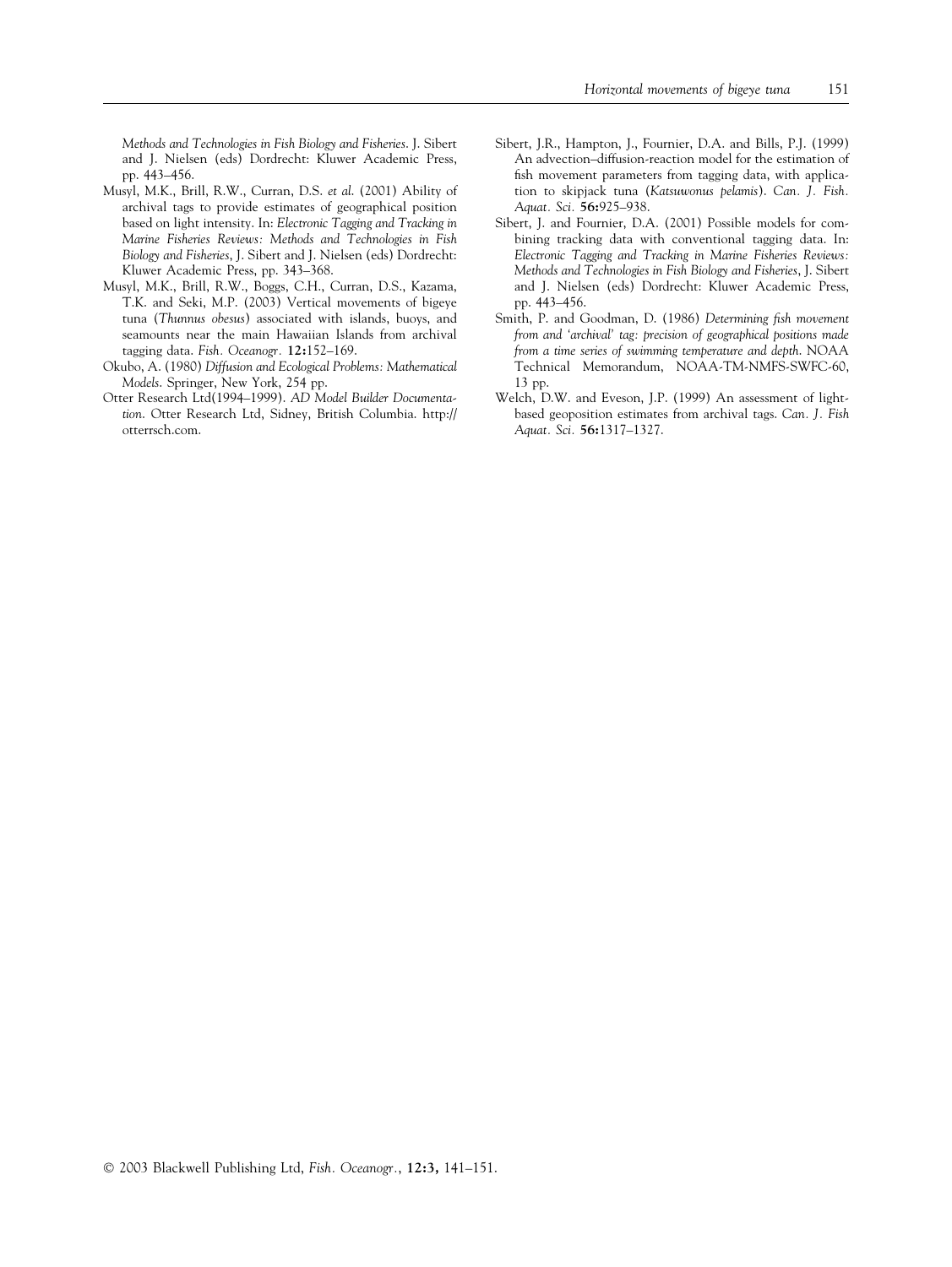*Methods and Technologies in Fish Biology and Fisheries*. J. Sibert and J. Nielsen (eds) Dordrecht: Kluwer Academic Press, pp. 443–456.

Musyl, M.K., Brill, R.W., Curran, D.S. *et al.* (2001) Ability of archival tags to provide estimates of geographical position based on light intensity. In: *Electronic Tagging and Tracking in Marine Fisheries Reviews: Methods and Technologies in Fish Biology and Fisheries*, J. Sibert and J. Nielsen (eds) Dordrecht: Kluwer Academic Press, pp. 343–368.

Musyl, M.K., Brill, R.W., Boggs, C.H., Curran, D.S., Kazama, T.K. and Seki, M.P. (2003) Vertical movements of bigeye tuna (*Thunnus obesus*) associated with islands, buoys, and seamounts near the main Hawaiian Islands from archival tagging data. *Fish. Oceanogr.* **12:**152–169.

Okubo, A. (1980) *Diffusion and Ecological Problems: Mathematical Models*. Springer, New York, 254 pp.

Otter Research Ltd(1994–1999). *AD Model Builder Documentation*. Otter Research Ltd, Sidney, British Columbia. http://otterrsch.com.

Sibert, J.R., Hampton, J., Fournier, D.A. and Bills, P.J. (1999) An advection–diffusion-reaction model for the estimation of fish movement parameters from tagging data, with application to skipjack tuna (*Katsuwonus pelamis*). *Can. J. Fish. Aquat. Sci.* **56:**925–938.

Sibert, J. and Fournier, D.A. (2001) Possible models for combining tracking data with conventional tagging data. In: *Electronic Tagging and Tracking in Marine Fisheries Reviews: Methods and Technologies in Fish Biology and Fisheries*, J. Sibert and J. Nielsen (eds) Dordrecht: Kluwer Academic Press, pp. 443–456.

Smith, P. and Goodman, D. (1986) *Determining fish movement from and 'archival' tag: precision of geographical positions made from a time series of swimming temperature and depth*. NOAA Technical Memorandum, NOAA-TM-NMFS-SWFC-60, 13 pp.

Welch, D.W. and Eveson, J.P. (1999) An assessment of light-based geoposition estimates from archival tags. *Can. J. Fish Aquat. Sci.* **56:**1317–1327.